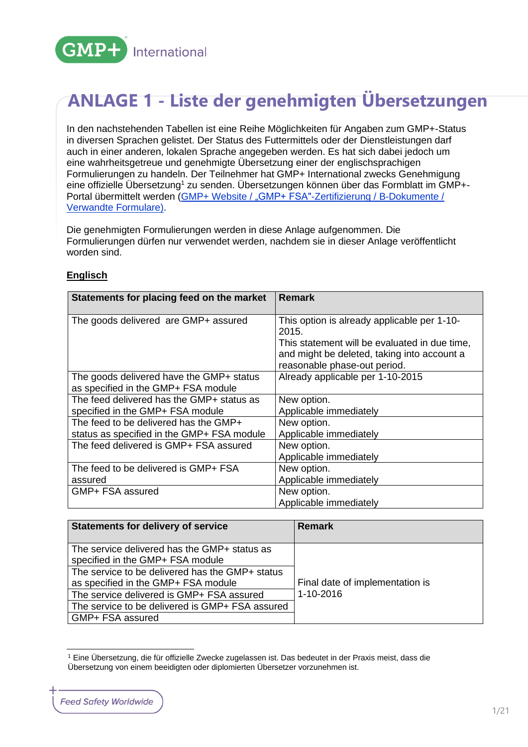# ANLAGE 1 - Liste der genehmigten Übersetzungen

In den nachstehenden Tabellen ist eine Reihe Möglichkeiten für Angaben zum GMP+-Status in diversen Sprachen gelistet. Der Status des Futtermittels oder der Dienstleistungen darf auch in einer anderen, lokalen Sprache angegeben werden. Es hat sich dabei jedoch um eine wahrheitsgetreue und genehmigte Übersetzung einer der englischsprachigen Formulierungen zu handeln. Der Teilnehmer hat GMP+ International zwecks Genehmigung eine offizielle Übersetzung[1] zu senden. Übersetzungen können über das Formblatt im GMP+-Portal übermittelt werden (GMP+ Website / „GMP+ FSA"-Zertifizierung / B-Dokumente / Verwandte Formulare).

Die genehmigten Formulierungen werden in diese Anlage aufgenommen. Die Formulierungen dürfen nur verwendet werden, nachdem sie in dieser Anlage veröffentlicht worden sind.

**Englisch**

| Statements for placing feed on the market | Remark |
|---|---|
| The goods delivered are GMP+ assured | This option is already applicable per 1-10-2015. This statement will be evaluated in due time, and might be deleted, taking into account a reasonable phase-out period. |
| The goods delivered have the GMP+ status as specified in the GMP+ FSA module | Already applicable per 1-10-2015 |
| The feed delivered has the GMP+ status as specified in the GMP+ FSA module | New option. Applicable immediately |
| The feed to be delivered has the GMP+ status as specified in the GMP+ FSA module | New option. Applicable immediately |
| The feed delivered is GMP+ FSA assured | New option. Applicable immediately |
| The feed to be delivered is GMP+ FSA assured | New option. Applicable immediately |
| GMP+ FSA assured | New option. Applicable immediately |

| Statements for delivery of service | Remark |
|---|---|
| The service delivered has the GMP+ status as specified in the GMP+ FSA module | Final date of implementation is 1-10-2016 |
| The service to be delivered has the GMP+ status as specified in the GMP+ FSA module | |
| The service delivered is GMP+ FSA assured | |
| The service to be delivered is GMP+ FSA assured | |
| GMP+ FSA assured | |

[1] Eine Übersetzung, die für offizielle Zwecke zugelassen ist. Das bedeutet in der Praxis meist, dass die Übersetzung von einem beeidigten oder diplomierten Übersetzer vorzunehmen ist.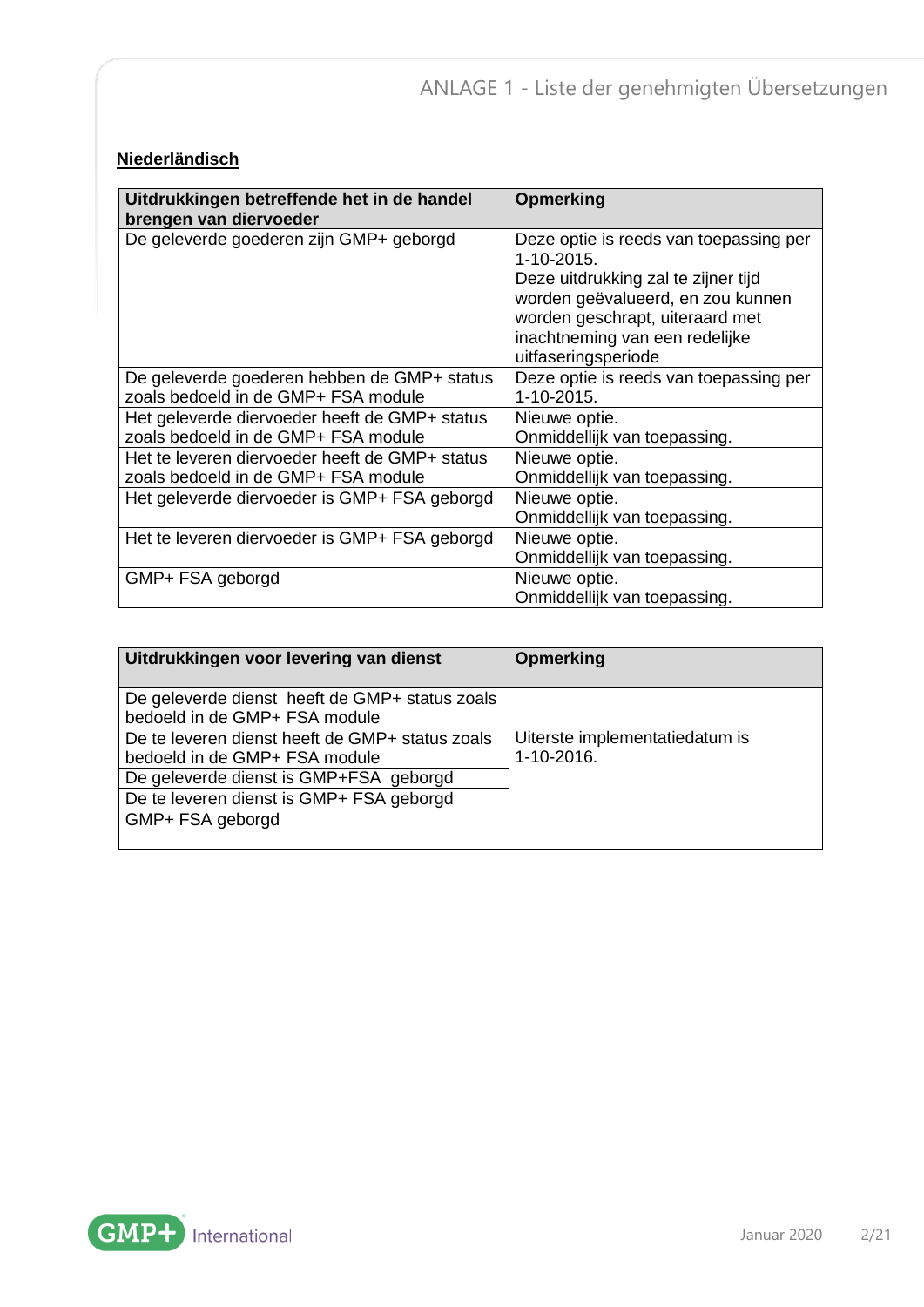**Niederländisch**

| Uitdrukkingen betreffende het in de handel brengen van diervoeder | Opmerking |
|---|---|
| De geleverde goederen zijn GMP+ geborgd | Deze optie is reeds van toepassing per 1-10-2015. Deze uitdrukking zal te zijner tijd worden geëvalueerd, en zou kunnen worden geschrapt, uiteraard met inachtneming van een redelijke uitfaseringsperiode |
| De geleverde goederen hebben de GMP+ status zoals bedoeld in de GMP+ FSA module | Deze optie is reeds van toepassing per 1-10-2015. |
| Het geleverde diervoeder heeft de GMP+ status zoals bedoeld in de GMP+ FSA module | Nieuwe optie. Onmiddellijk van toepassing. |
| Het te leveren diervoeder heeft de GMP+ status zoals bedoeld in de GMP+ FSA module | Nieuwe optie. Onmiddellijk van toepassing. |
| Het geleverde diervoeder is GMP+ FSA geborgd | Nieuwe optie. Onmiddellijk van toepassing. |
| Het te leveren diervoeder is GMP+ FSA geborgd | Nieuwe optie. Onmiddellijk van toepassing. |
| GMP+ FSA geborgd | Nieuwe optie. Onmiddellijk van toepassing. |

| Uitdrukkingen voor levering van dienst | Opmerking |
|---|---|
| De geleverde dienst heeft de GMP+ status zoals bedoeld in de GMP+ FSA module | Uiterste implementatiedatum is 1-10-2016. |
| De te leveren dienst heeft de GMP+ status zoals bedoeld in de GMP+ FSA module | |
| De geleverde dienst is GMP+FSA geborgd | |
| De te leveren dienst is GMP+ FSA geborgd | |
| GMP+ FSA geborgd | |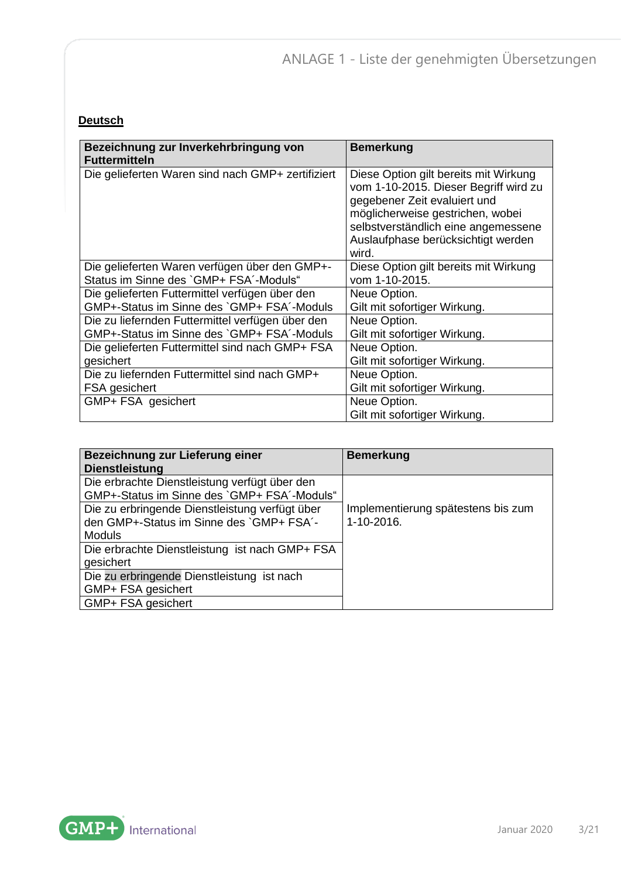**Deutsch**

| Bezeichnung zur Inverkehrbringung von Futtermitteln | Bemerkung |
|---|---|
| Die gelieferten Waren sind nach GMP+ zertifiziert | Diese Option gilt bereits mit Wirkung vom 1-10-2015. Dieser Begriff wird zu gegebener Zeit evaluiert und möglicherweise gestrichen, wobei selbstverständlich eine angemessene Auslaufphase berücksichtigt werden wird. |
| Die gelieferten Waren verfügen über den GMP+-Status im Sinne des `GMP+ FSA´-Moduls“ | Diese Option gilt bereits mit Wirkung vom 1-10-2015. |
| Die gelieferten Futtermittel verfügen über den GMP+-Status im Sinne des `GMP+ FSA´-Moduls | Neue Option. Gilt mit sofortiger Wirkung. |
| Die zu liefernden Futtermittel verfügen über den GMP+-Status im Sinne des `GMP+ FSA´-Moduls | Neue Option. Gilt mit sofortiger Wirkung. |
| Die gelieferten Futtermittel sind nach GMP+ FSA gesichert | Neue Option. Gilt mit sofortiger Wirkung. |
| Die zu liefernden Futtermittel sind nach GMP+ FSA gesichert | Neue Option. Gilt mit sofortiger Wirkung. |
| GMP+ FSA gesichert | Neue Option. Gilt mit sofortiger Wirkung. |

| Bezeichnung zur Lieferung einer Dienstleistung | Bemerkung |
|---|---|
| Die erbrachte Dienstleistung verfügt über den GMP+-Status im Sinne des `GMP+ FSA´-Moduls“ | Implementierung spätestens bis zum 1-10-2016. |
| Die zu erbringende Dienstleistung verfügt über den GMP+-Status im Sinne des `GMP+ FSA´-Moduls | |
| Die erbrachte Dienstleistung ist nach GMP+ FSA gesichert | |
| Die zu erbringende Dienstleistung ist nach GMP+ FSA gesichert | |
| GMP+ FSA gesichert | |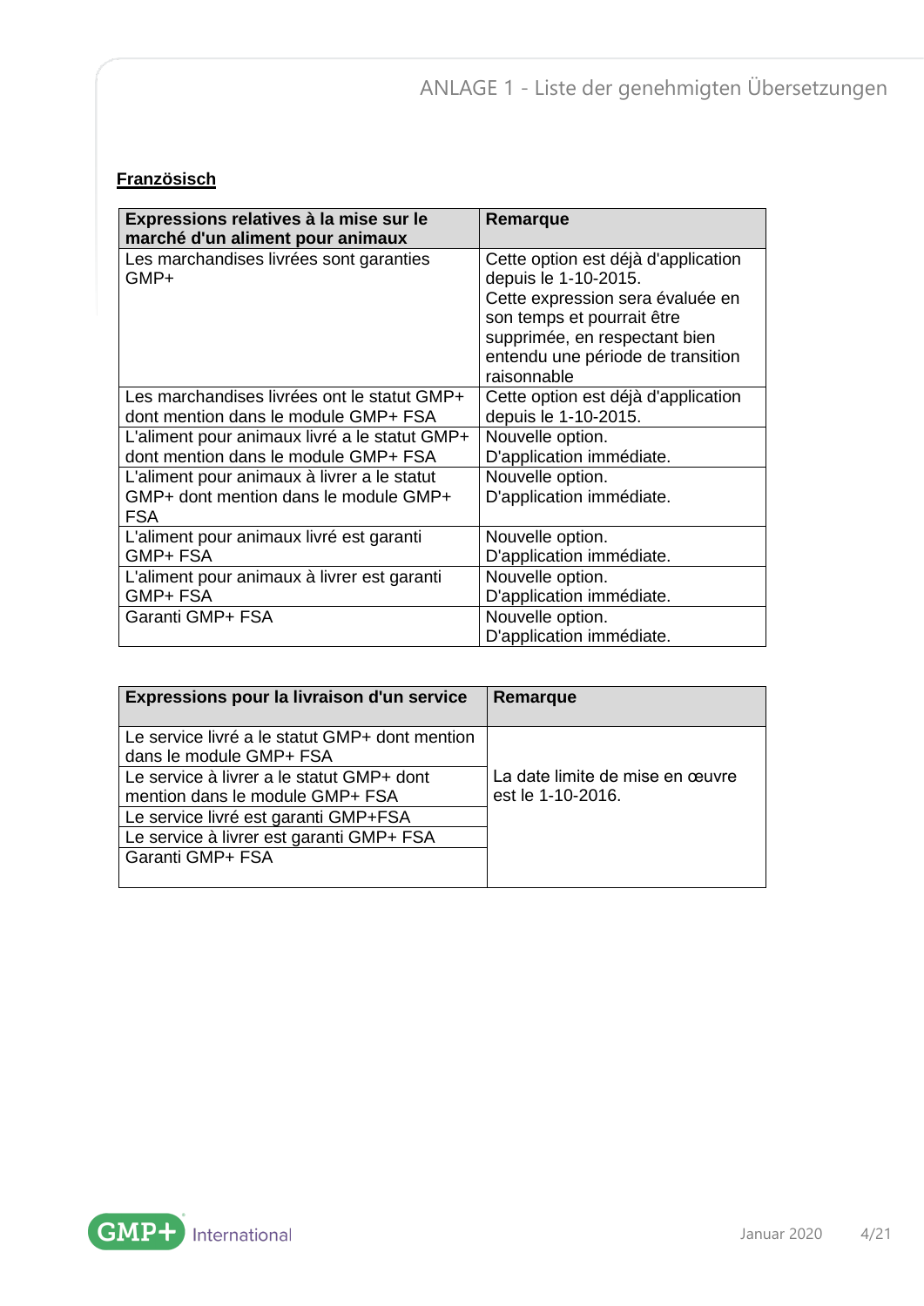**Französisch**

| Expressions relatives à la mise sur le marché d'un aliment pour animaux | Remarque |
|---|---|
| Les marchandises livrées sont garanties GMP+ | Cette option est déjà d'application depuis le 1-10-2015. Cette expression sera évaluée en son temps et pourrait être supprimée, en respectant bien entendu une période de transition raisonnable |
| Les marchandises livrées ont le statut GMP+ dont mention dans le module GMP+ FSA | Cette option est déjà d'application depuis le 1-10-2015. |
| L'aliment pour animaux livré a le statut GMP+ dont mention dans le module GMP+ FSA | Nouvelle option. D'application immédiate. |
| L'aliment pour animaux à livrer a le statut GMP+ dont mention dans le module GMP+ FSA | Nouvelle option. D'application immédiate. |
| L'aliment pour animaux livré est garanti GMP+ FSA | Nouvelle option. D'application immédiate. |
| L'aliment pour animaux à livrer est garanti GMP+ FSA | Nouvelle option. D'application immédiate. |
| Garanti GMP+ FSA | Nouvelle option. D'application immédiate. |

| Expressions pour la livraison d'un service | Remarque |
|---|---|
| Le service livré a le statut GMP+ dont mention dans le module GMP+ FSA | La date limite de mise en œuvre est le 1-10-2016. |
| Le service à livrer a le statut GMP+ dont mention dans le module GMP+ FSA | |
| Le service livré est garanti GMP+FSA | |
| Le service à livrer est garanti GMP+ FSA | |
| Garanti GMP+ FSA | |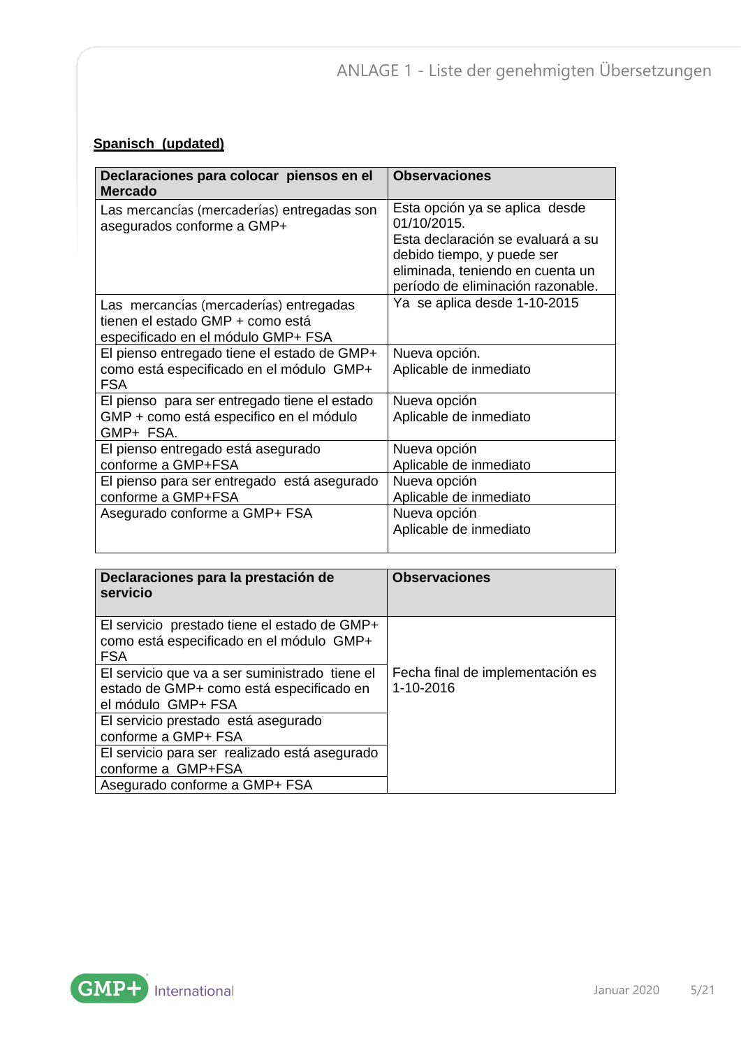**Spanisch (updated)**

| Declaraciones para colocar piensos en el Mercado | Observaciones |
| --- | --- |
| Las mercancías (mercaderías) entregadas son asegurados conforme a GMP+ | Esta opción ya se aplica desde 01/10/2015. Esta declaración se evaluará a su debido tiempo, y puede ser eliminada, teniendo en cuenta un período de eliminación razonable. |
| Las mercancías (mercaderías) entregadas tienen el estado GMP + como está especificado en el módulo GMP+ FSA | Ya se aplica desde 1-10-2015 |
| El pienso entregado tiene el estado de GMP+ como está especificado en el módulo GMP+ FSA | Nueva opción. Aplicable de inmediato |
| El pienso para ser entregado tiene el estado GMP + como está especifico en el módulo GMP+ FSA. | Nueva opción Aplicable de inmediato |
| El pienso entregado está asegurado conforme a GMP+FSA | Nueva opción Aplicable de inmediato |
| El pienso para ser entregado está asegurado conforme a GMP+FSA | Nueva opción Aplicable de inmediato |
| Asegurado conforme a GMP+ FSA | Nueva opción Aplicable de inmediato |

| Declaraciones para la prestación de servicio | Observaciones |
| --- | --- |
| El servicio prestado tiene el estado de GMP+ como está especificado en el módulo GMP+ FSA | Fecha final de implementación es 1-10-2016 |
| El servicio que va a ser suministrado tiene el estado de GMP+ como está especificado en el módulo GMP+ FSA | |
| El servicio prestado está asegurado conforme a GMP+ FSA | |
| El servicio para ser realizado está asegurado conforme a GMP+FSA | |
| Asegurado conforme a GMP+ FSA | |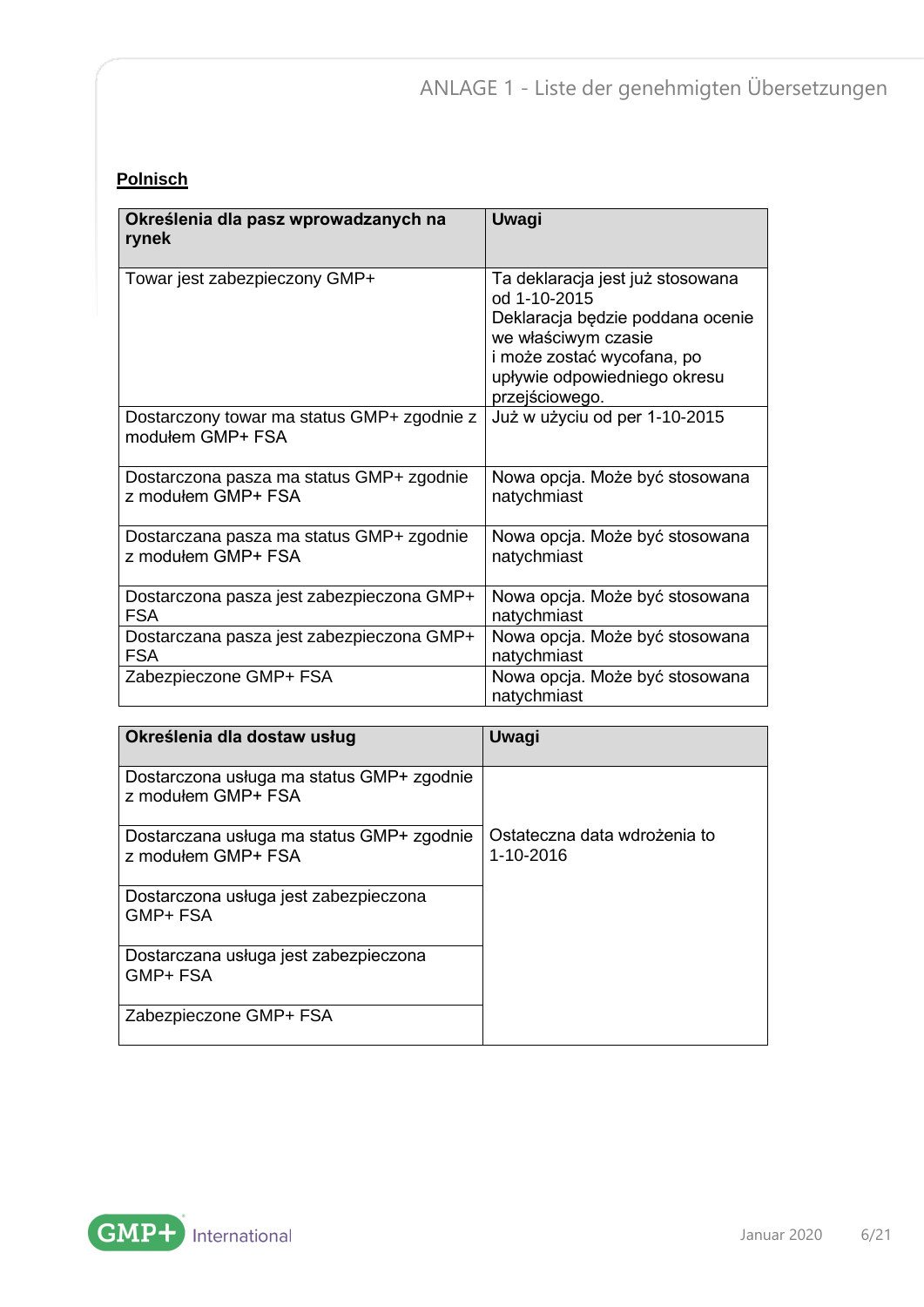**Polnisch**

| Określenia dla pasz wprowadzanych na rynek | Uwagi |
|---|---|
| Towar jest zabezpieczony GMP+ | Ta deklaracja jest już stosowana od 1-10-2015 Deklaracja będzie poddana ocenie we właściwym czasie i może zostać wycofana, po upływie odpowiedniego okresu przejściowego. |
| Dostarczony towar ma status GMP+ zgodnie z modułem GMP+ FSA | Już w użyciu od per 1-10-2015 |
| Dostarczona pasza ma status GMP+ zgodnie z modułem GMP+ FSA | Nowa opcja. Może być stosowana natychmiast |
| Dostarczana pasza ma status GMP+ zgodnie z modułem GMP+ FSA | Nowa opcja. Może być stosowana natychmiast |
| Dostarczona pasza jest zabezpieczona GMP+ FSA | Nowa opcja. Może być stosowana natychmiast |
| Dostarczana pasza jest zabezpieczona GMP+ FSA | Nowa opcja. Może być stosowana natychmiast |
| Zabezpieczone GMP+ FSA | Nowa opcja. Może być stosowana natychmiast |

| Określenia dla dostaw usług | Uwagi |
|---|---|
| Dostarczona usługa ma status GMP+ zgodnie z modułem GMP+ FSA | Ostateczna data wdrożenia to 1-10-2016 |
| Dostarczana usługa ma status GMP+ zgodnie z modułem GMP+ FSA | |
| Dostarczona usługa jest zabezpieczona GMP+ FSA | |
| Dostarczana usługa jest zabezpieczona GMP+ FSA | |
| Zabezpieczone GMP+ FSA | |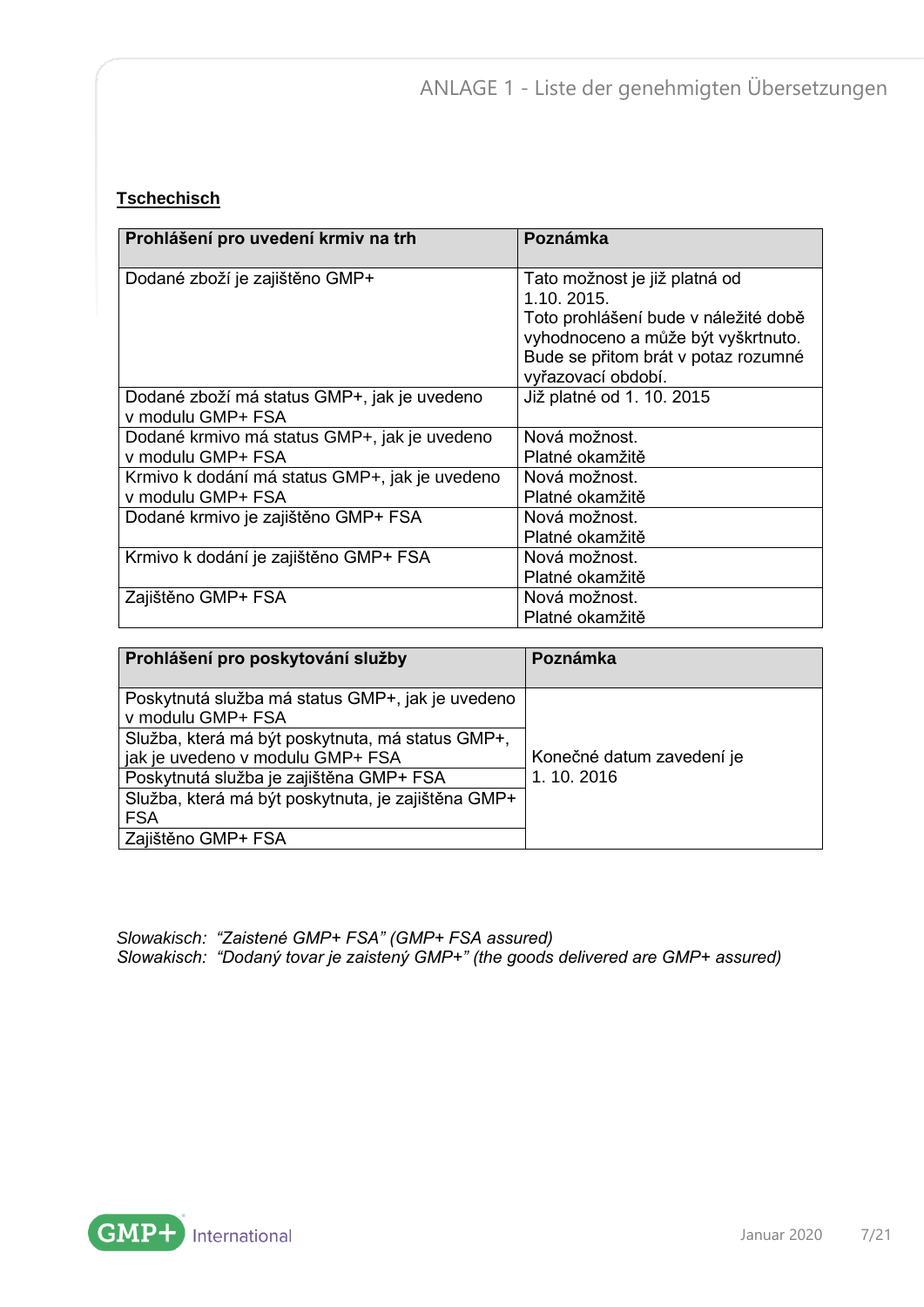**Tschechisch**

| Prohlášení pro uvedení krmiv na trh | Poznámka |
|---|---|
| Dodané zboží je zajištěno GMP+ | Tato možnost je již platná od 1.10. 2015. Toto prohlášení bude v náležité době vyhodnoceno a může být vyškrtnuto. Bude se přitom brát v potaz rozumné vyřazovací období. |
| Dodané zboží má status GMP+, jak je uvedeno v modulu GMP+ FSA | Již platné od 1. 10. 2015 |
| Dodané krmivo má status GMP+, jak je uvedeno v modulu GMP+ FSA | Nová možnost. Platné okamžitě |
| Krmivo k dodání má status GMP+, jak je uvedeno v modulu GMP+ FSA | Nová možnost. Platné okamžitě |
| Dodané krmivo je zajištěno GMP+ FSA | Nová možnost. Platné okamžitě |
| Krmivo k dodání je zajištěno GMP+ FSA | Nová možnost. Platné okamžitě |
| Zajištěno GMP+ FSA | Nová možnost. Platné okamžitě |

| Prohlášení pro poskytování služby | Poznámka |
|---|---|
| Poskytnutá služba má status GMP+, jak je uvedeno v modulu GMP+ FSA | Konečné datum zavedení je 1. 10. 2016 |
| Služba, která má být poskytnuta, má status GMP+, jak je uvedeno v modulu GMP+ FSA | |
| Poskytnutá služba je zajištěna GMP+ FSA | |
| Služba, která má být poskytnuta, je zajištěna GMP+ FSA | |
| Zajištěno GMP+ FSA | |

*Slowakisch: "Zaistené GMP+ FSA" (GMP+ FSA assured)*
*Slowakisch: "Dodaný tovar je zaistený GMP+" (the goods delivered are GMP+ assured)*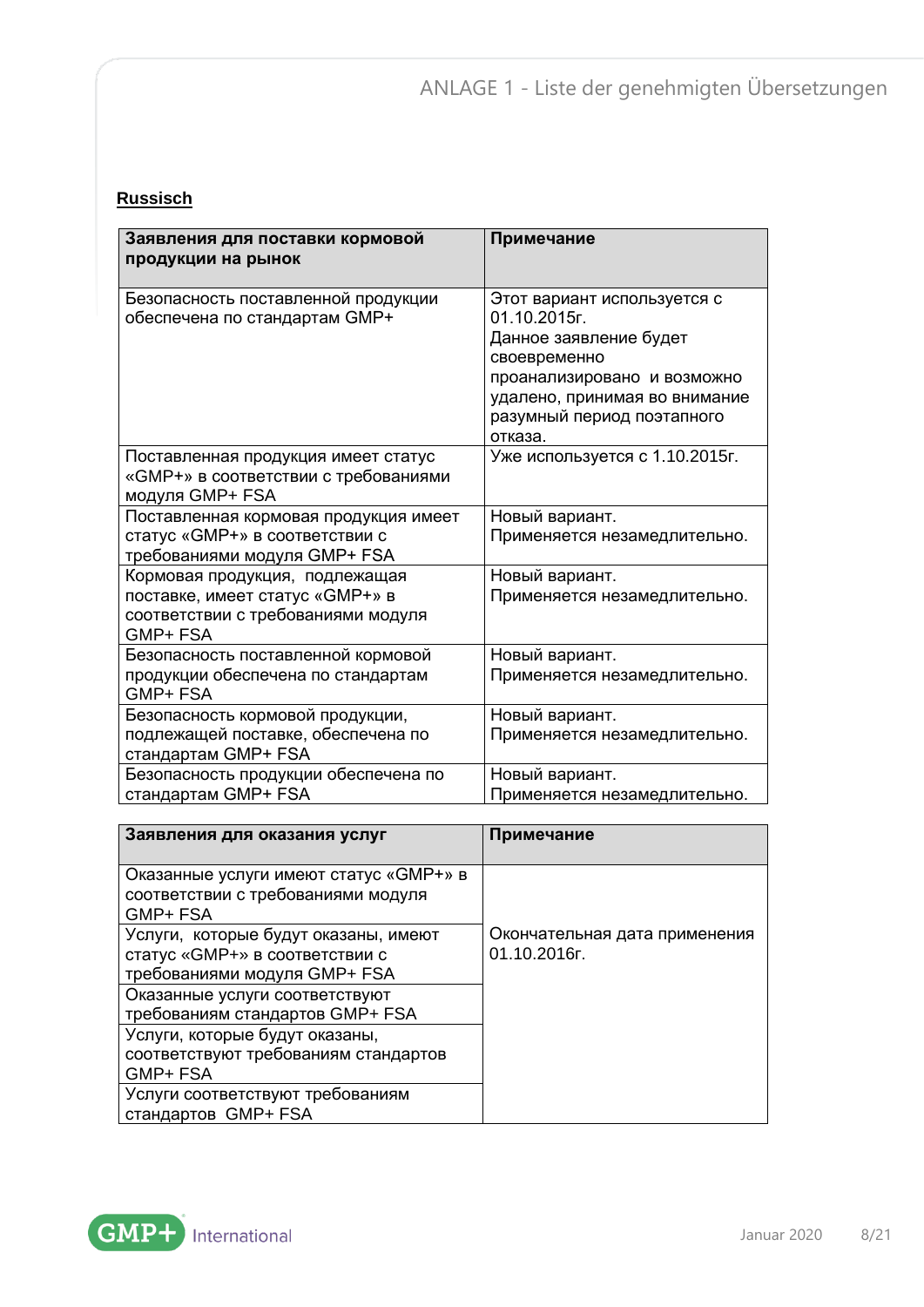**Russisch**

| Заявления для поставки кормовой продукции на рынок | Примечание |
|---|---|
| Безопасность поставленной продукции обеспечена по стандартам GMP+ | Этот вариант используется с 01.10.2015г. Данное заявление будет своевременно проанализировано и возможно удалено, принимая во внимание разумный период поэтапного отказа. |
| Поставленная продукция имеет статус «GMP+» в соответствии с требованиями модуля GMP+ FSA | Уже используется с 1.10.2015г. |
| Поставленная кормовая продукция имеет статус «GMP+» в соответствии с требованиями модуля GMP+ FSA | Новый вариант. Применяется незамедлительно. |
| Кормовая продукция, подлежащая поставке, имеет статус «GMP+» в соответствии с требованиями модуля GMP+ FSA | Новый вариант. Применяется незамедлительно. |
| Безопасность поставленной кормовой продукции обеспечена по стандартам GMP+ FSA | Новый вариант. Применяется незамедлительно. |
| Безопасность кормовой продукции, подлежащей поставке, обеспечена по стандартам GMP+ FSA | Новый вариант. Применяется незамедлительно. |
| Безопасность продукции обеспечена по стандартам GMP+ FSA | Новый вариант. Применяется незамедлительно. |

| Заявления для оказания услуг | Примечание |
|---|---|
| Оказанные услуги имеют статус «GMP+» в соответствии с требованиями модуля GMP+ FSA | Окончательная дата применения 01.10.2016г. |
| Услуги, которые будут оказаны, имеют статус «GMP+» в соответствии с требованиями модуля GMP+ FSA | |
| Оказанные услуги соответствуют требованиям стандартов GMP+ FSA | |
| Услуги, которые будут оказаны, соответствуют требованиям стандартов GMP+ FSA | |
| Услуги соответствуют требованиям стандартов GMP+ FSA | |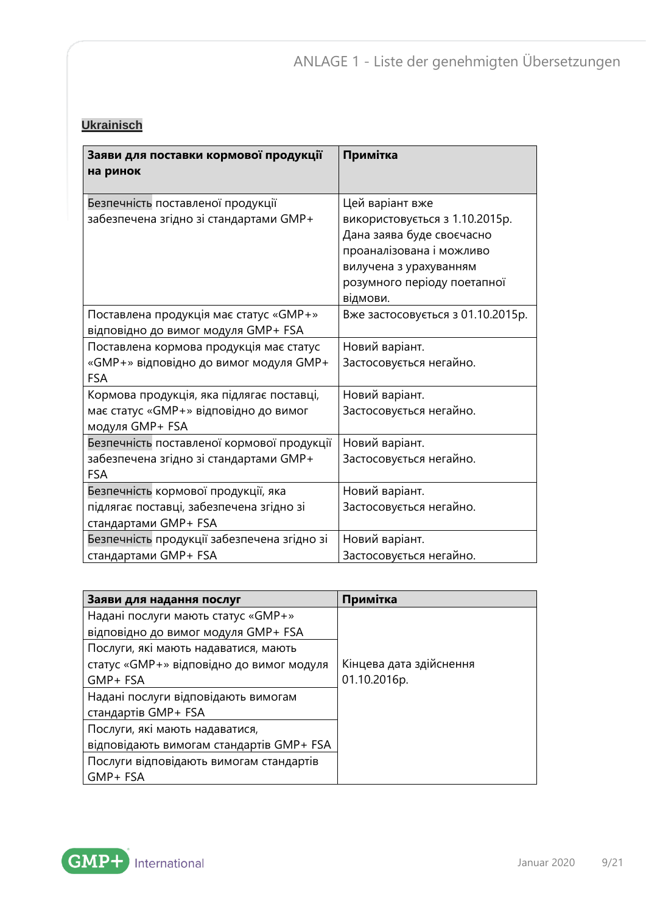**Ukrainisch**

| **Заяви для поставки кормової продукції на ринок** | **Примітка** |
|---|---|
| Безпечність поставленої продукції забезпечена згідно зі стандартами GMP+ | Цей варіант вже використовується з 1.10.2015р. Дана заява буде своєчасно проаналізована і можливо вилучена з урахуванням розумного періоду поетапної відмови. |
| Поставлена продукція має статус «GMP+» відповідно до вимог модуля GMP+ FSA | Вже застосовується з 01.10.2015р. |
| Поставлена кормова продукція має статус «GMP+» відповідно до вимог модуля GMP+ FSA | Новий варіант. Застосовується негайно. |
| Кормова продукція, яка підлягає поставці, має статус «GMP+» відповідно до вимог модуля GMP+ FSA | Новий варіант. Застосовується негайно. |
| Безпечність поставленої кормової продукції забезпечена згідно зі стандартами GMP+ FSA | Новий варіант. Застосовується негайно. |
| Безпечність кормової продукції, яка підлягає поставці, забезпечена згідно зі стандартами GMP+ FSA | Новий варіант. Застосовується негайно. |
| Безпечність продукції забезпечена згідно зі стандартами GMP+ FSA | Новий варіант. Застосовується негайно. |

| **Заяви для надання послуг** | **Примітка** |
|---|---|
| Надані послуги мають статус «GMP+» відповідно до вимог модуля GMP+ FSA | Кінцева дата здійснення 01.10.2016р. |
| Послуги, які мають надаватися, мають статус «GMP+» відповідно до вимог модуля GMP+ FSA | |
| Надані послуги відповідають вимогам стандартів GMP+ FSA | |
| Послуги, які мають надаватися, відповідають вимогам стандартів GMP+ FSA | |
| Послуги відповідають вимогам стандартів GMP+ FSA | |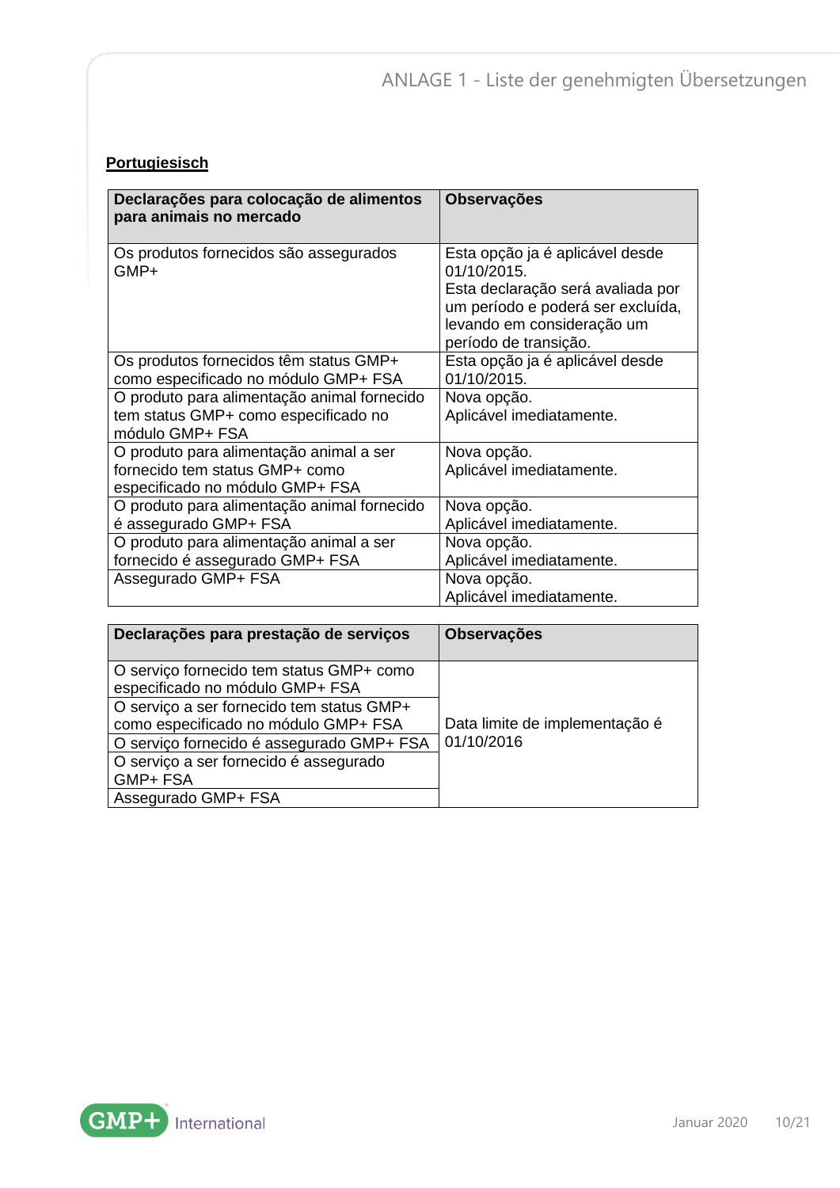**Portugiesisch**

| Declarações para colocação de alimentos para animais no mercado | Observações |
|---|---|
| Os produtos fornecidos são assegurados GMP+ | Esta opção ja é aplicável desde 01/10/2015. Esta declaração será avaliada por um período e poderá ser excluída, levando em consideração um período de transição. |
| Os produtos fornecidos têm status GMP+ como especificado no módulo GMP+ FSA | Esta opção ja é aplicável desde 01/10/2015. |
| O produto para alimentação animal fornecido tem status GMP+ como especificado no módulo GMP+ FSA | Nova opção. Aplicável imediatamente. |
| O produto para alimentação animal a ser fornecido tem status GMP+ como especificado no módulo GMP+ FSA | Nova opção. Aplicável imediatamente. |
| O produto para alimentação animal fornecido é assegurado GMP+ FSA | Nova opção. Aplicável imediatamente. |
| O produto para alimentação animal a ser fornecido é assegurado GMP+ FSA | Nova opção. Aplicável imediatamente. |
| Assegurado GMP+ FSA | Nova opção. Aplicável imediatamente. |

| Declarações para prestação de serviços | Observações |
|---|---|
| O serviço fornecido tem status GMP+ como especificado no módulo GMP+ FSA | Data limite de implementação é 01/10/2016 |
| O serviço a ser fornecido tem status GMP+ como especificado no módulo GMP+ FSA | |
| O serviço fornecido é assegurado GMP+ FSA | |
| O serviço a ser fornecido é assegurado GMP+ FSA | |
| Assegurado GMP+ FSA | |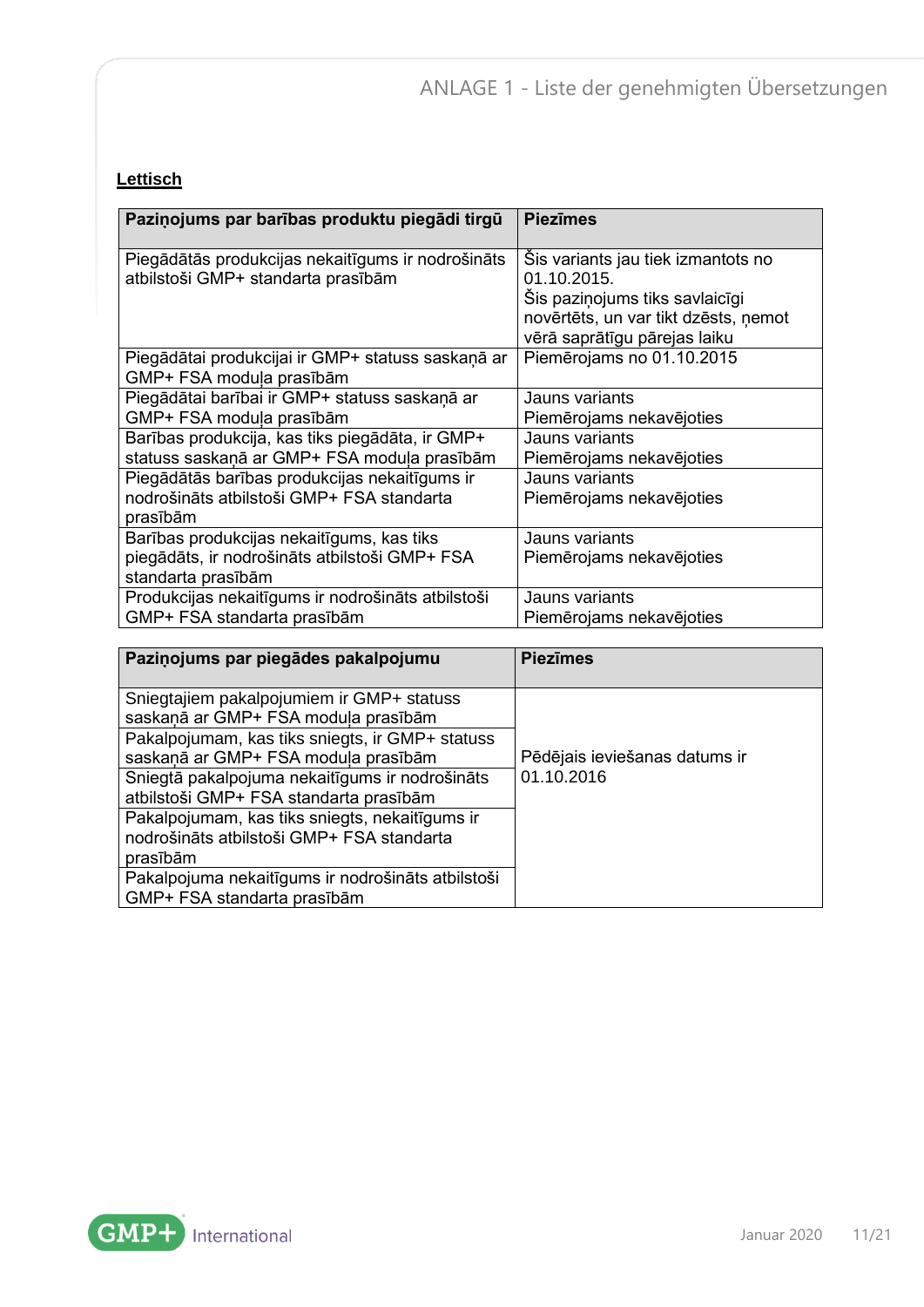**Lettisch**

| Paziņojums par barības produktu piegādi tirgū | Piezīmes |
|---|---|
| Piegādātās produkcijas nekaitīgums ir nodrošināts atbilstoši GMP+ standarta prasībām | Šis variants jau tiek izmantots no 01.10.2015. Šis paziņojums tiks savlaicīgi novērtēts, un var tikt dzēsts, ņemot vērā saprātīgu pārejas laiku |
| Piegādātai produkcijai ir GMP+ statuss saskaņā ar GMP+ FSA moduļa prasībām | Piemērojams no 01.10.2015 |
| Piegādātai barībai ir GMP+ statuss saskaņā ar GMP+ FSA moduļa prasībām | Jauns variants Piemērojams nekavējoties |
| Barības produkcija, kas tiks piegādāta, ir GMP+ statuss saskaņā ar GMP+ FSA moduļa prasībām | Jauns variants Piemērojams nekavējoties |
| Piegādātās barības produkcijas nekaitīgums ir nodrošināts atbilstoši GMP+ FSA standarta prasībām | Jauns variants Piemērojams nekavējoties |
| Barības produkcijas nekaitīgums, kas tiks piegādāts, ir nodrošināts atbilstoši GMP+ FSA standarta prasībām | Jauns variants Piemērojams nekavējoties |
| Produkcijas nekaitīgums ir nodrošināts atbilstoši GMP+ FSA standarta prasībām | Jauns variants Piemērojams nekavējoties |

| Paziņojums par piegādes pakalpojumu | Piezīmes |
|---|---|
| Sniegtajiem pakalpojumiem ir GMP+ statuss saskaņā ar GMP+ FSA moduļa prasībām | Pēdējais ieviešanas datums ir 01.10.2016 |
| Pakalpojumam, kas tiks sniegts, ir GMP+ statuss saskaņā ar GMP+ FSA moduļa prasībām | |
| Sniegtā pakalpojuma nekaitīgums ir nodrošināts atbilstoši GMP+ FSA standarta prasībām | |
| Pakalpojumam, kas tiks sniegts, nekaitīgums ir nodrošināts atbilstoši GMP+ FSA standarta prasībām | |
| Pakalpojuma nekaitīgums ir nodrošināts atbilstoši GMP+ FSA standarta prasībām | |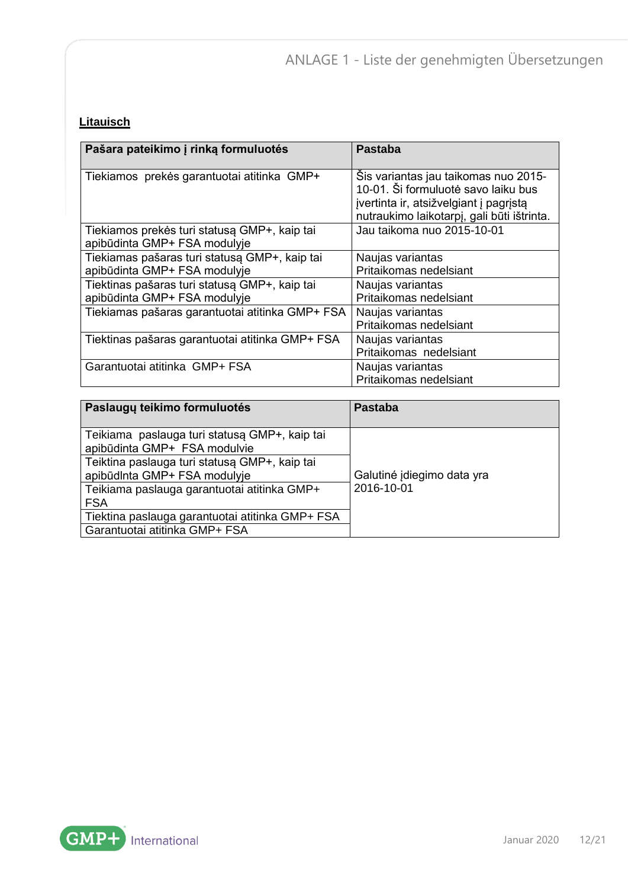**Litauisch**

| Pašara pateikimo į rinką formuluotės | Pastaba |
|---|---|
| Tiekiamos prekės garantuotai atitinka GMP+ | Šis variantas jau taikomas nuo 2015-10-01. Ši formuluotė savo laiku bus įvertinta ir, atsižvelgiant į pagrįstą nutraukimo laikotarpį, gali būti ištrinta. |
| Tiekiamos prekės turi statusą GMP+, kaip tai apibūdinta GMP+ FSA modulyje | Jau taikoma nuo 2015-10-01 |
| Tiekiamas pašaras turi statusą GMP+, kaip tai apibūdinta GMP+ FSA modulyje | Naujas variantas<br>Pritaikomas nedelsiant |
| Tiektinas pašaras turi statusą GMP+, kaip tai apibūdinta GMP+ FSA modulyje | Naujas variantas<br>Pritaikomas nedelsiant |
| Tiekiamas pašaras garantuotai atitinka GMP+ FSA | Naujas variantas<br>Pritaikomas nedelsiant |
| Tiektinas pašaras garantuotai atitinka GMP+ FSA | Naujas variantas<br>Pritaikomas nedelsiant |
| Garantuotai atitinka GMP+ FSA | Naujas variantas<br>Pritaikomas nedelsiant |

| Paslaugų teikimo formuluotės | Pastaba |
|---|---|
| Teikiama paslauga turi statusą GMP+, kaip tai apibūdinta GMP+ FSA modulvie | Galutinė įdiegimo data yra 2016-10-01 |
| Teiktina paslauga turi statusą GMP+, kaip tai apibūdlnta GMP+ FSA modulyje | |
| Teikiama paslauga garantuotai atitinka GMP+ FSA | |
| Tiektina paslauga garantuotai atitinka GMP+ FSA | |
| Garantuotai atitinka GMP+ FSA | |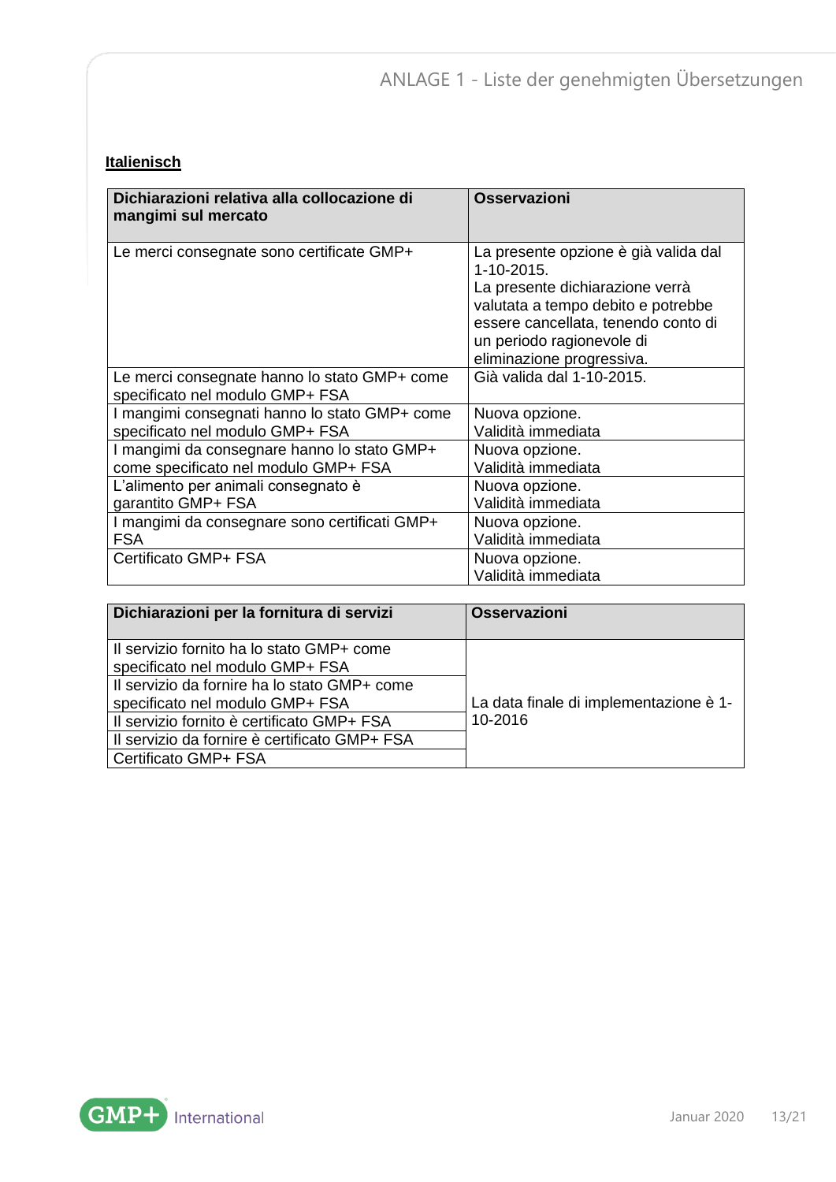**Italienisch**

| Dichiarazioni relativa alla collocazione di mangimi sul mercato | Osservazioni |
|---|---|
| Le merci consegnate sono certificate GMP+ | La presente opzione è già valida dal 1-10-2015. La presente dichiarazione verrà valutata a tempo debito e potrebbe essere cancellata, tenendo conto di un periodo ragionevole di eliminazione progressiva. |
| Le merci consegnate hanno lo stato GMP+ come specificato nel modulo GMP+ FSA | Già valida dal 1-10-2015. |
| I mangimi consegnati hanno lo stato GMP+ come specificato nel modulo GMP+ FSA | Nuova opzione. Validità immediata |
| I mangimi da consegnare hanno lo stato GMP+ come specificato nel modulo GMP+ FSA | Nuova opzione. Validità immediata |
| L'alimento per animali consegnato è garantito GMP+ FSA | Nuova opzione. Validità immediata |
| I mangimi da consegnare sono certificati GMP+ FSA | Nuova opzione. Validità immediata |
| Certificato GMP+ FSA | Nuova opzione. Validità immediata |

| Dichiarazioni per la fornitura di servizi | Osservazioni |
|---|---|
| Il servizio fornito ha lo stato GMP+ come specificato nel modulo GMP+ FSA | La data finale di implementazione è 1-10-2016 |
| Il servizio da fornire ha lo stato GMP+ come specificato nel modulo GMP+ FSA | |
| Il servizio fornito è certificato GMP+ FSA | |
| Il servizio da fornire è certificato GMP+ FSA | |
| Certificato GMP+ FSA | |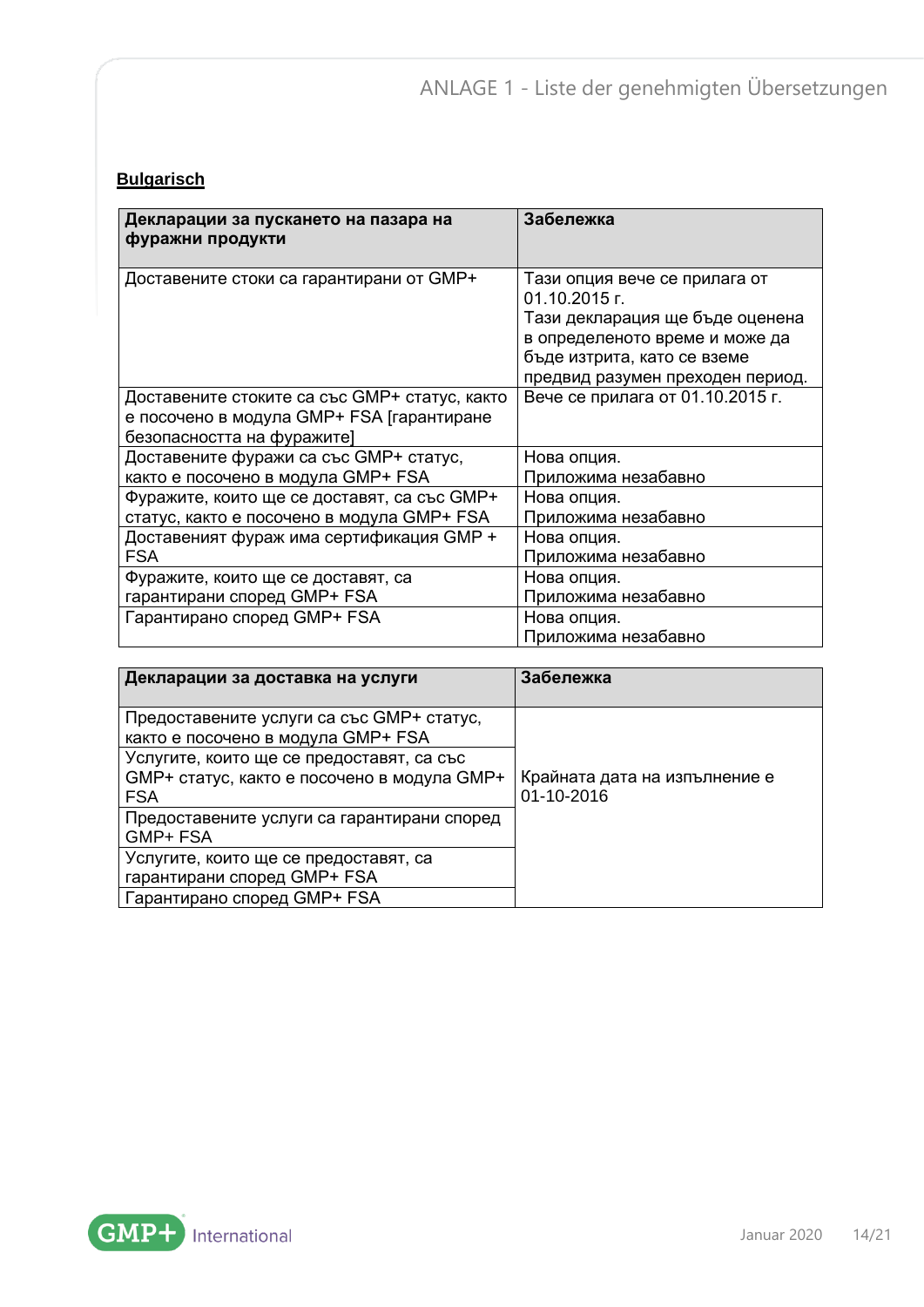**Bulgarisch**

| Декларации за пускането на пазара на фуражни продукти | Забележка |
|---|---|
| Доставените стоки са гарантирани от GMP+ | Тази опция вече се прилага от 01.10.2015 г. Тази декларация ще бъде оценена в определеното време и може да бъде изтрита, като се вземе предвид разумен преходен период. |
| Доставените стоките са със GMP+ статус, както е посочено в модула GMP+ FSA [гарантиране безопасността на фуражите] | Вече се прилага от 01.10.2015 г. |
| Доставените фуражи са със GMP+ статус, както е посочено в модула GMP+ FSA | Нова опция. Приложима незабавно |
| Фуражите, които ще се доставят, са със GMP+ статус, както е посочено в модула GMP+ FSA | Нова опция. Приложима незабавно |
| Доставеният фураж има сертификация GMP + FSA | Нова опция. Приложима незабавно |
| Фуражите, които ще се доставят, са гарантирани според GMP+ FSA | Нова опция. Приложима незабавно |
| Гарантирано според GMP+ FSA | Нова опция. Приложима незабавно |

| Декларации за доставка на услуги | Забележка |
|---|---|
| Предоставените услуги са със GMP+ статус, както е посочено в модула GMP+ FSA | Крайната дата на изпълнение е 01-10-2016 |
| Услугите, които ще се предоставят, са със GMP+ статус, както е посочено в модула GMP+ FSA | |
| Предоставените услуги са гарантирани според GMP+ FSA | |
| Услугите, които ще се предоставят, са гарантирани според GMP+ FSA | |
| Гарантирано според GMP+ FSA | |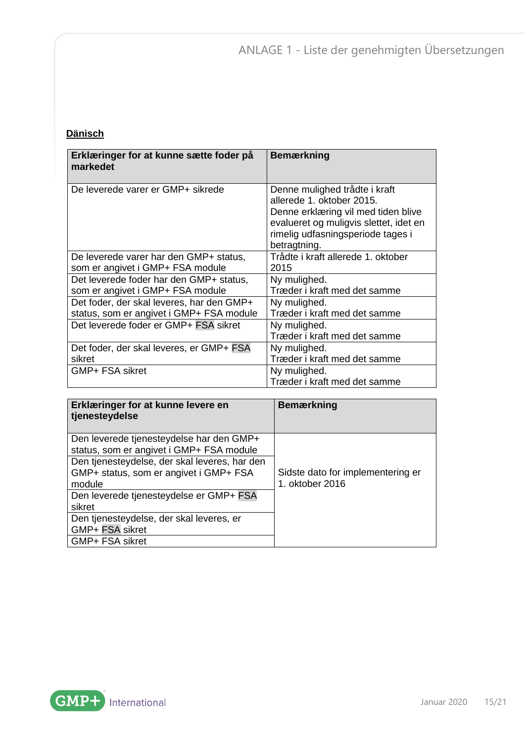**Dänisch**

| Erklæringer for at kunne sætte foder på markedet | Bemærkning |
| --- | --- |
| De leverede varer er GMP+ sikrede | Denne mulighed trådte i kraft allerede 1. oktober 2015. Denne erklæring vil med tiden blive evalueret og muligvis slettet, idet en rimelig udfasningsperiode tages i betragtning. |
| De leverede varer har den GMP+ status, som er angivet i GMP+ FSA module | Trådte i kraft allerede 1. oktober 2015 |
| Det leverede foder har den GMP+ status, som er angivet i GMP+ FSA module | Ny mulighed. Træder i kraft med det samme |
| Det foder, der skal leveres, har den GMP+ status, som er angivet i GMP+ FSA module | Ny mulighed. Træder i kraft med det samme |
| Det leverede foder er GMP+ FSA sikret | Ny mulighed. Træder i kraft med det samme |
| Det foder, der skal leveres, er GMP+ FSA sikret | Ny mulighed. Træder i kraft med det samme |
| GMP+ FSA sikret | Ny mulighed. Træder i kraft med det samme |

| Erklæringer for at kunne levere en tjenesteydelse | Bemærkning |
| --- | --- |
| Den leverede tjenesteydelse har den GMP+ status, som er angivet i GMP+ FSA module | Sidste dato for implementering er 1. oktober 2016 |
| Den tjenesteydelse, der skal leveres, har den GMP+ status, som er angivet i GMP+ FSA module | |
| Den leverede tjenesteydelse er GMP+ FSA sikret | |
| Den tjenesteydelse, der skal leveres, er GMP+ FSA sikret | |
| GMP+ FSA sikret | |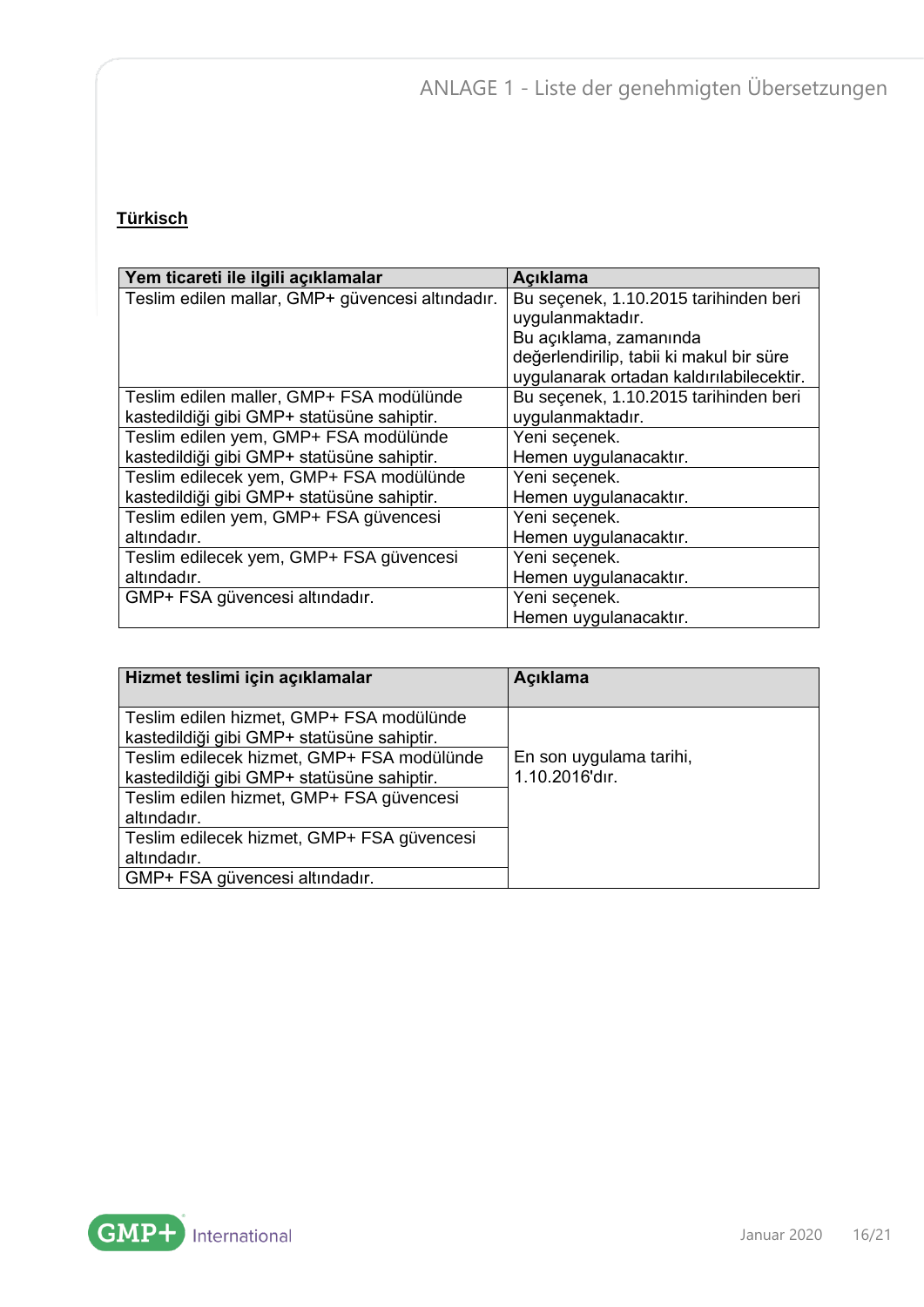**Türkisch**

| Yem ticareti ile ilgili açıklamalar | Açıklama |
|---|---|
| Teslim edilen mallar, GMP+ güvencesi altındadır. | Bu seçenek, 1.10.2015 tarihinden beri uygulanmaktadır.<br>Bu açıklama, zamanında değerlendirilip, tabii ki makul bir süre uygulanarak ortadan kaldırılabilecektir. |
| Teslim edilen maller, GMP+ FSA modülünde kastedildiği gibi GMP+ statüsüne sahiptir. | Bu seçenek, 1.10.2015 tarihinden beri uygulanmaktadır. |
| Teslim edilen yem, GMP+ FSA modülünde kastedildiği gibi GMP+ statüsüne sahiptir. | Yeni seçenek.<br>Hemen uygulanacaktır. |
| Teslim edilecek yem, GMP+ FSA modülünde kastedildiği gibi GMP+ statüsüne sahiptir. | Yeni seçenek.<br>Hemen uygulanacaktır. |
| Teslim edilen yem, GMP+ FSA güvencesi altındadır. | Yeni seçenek.<br>Hemen uygulanacaktır. |
| Teslim edilecek yem, GMP+ FSA güvencesi altındadır. | Yeni seçenek.<br>Hemen uygulanacaktır. |
| GMP+ FSA güvencesi altındadır. | Yeni seçenek.<br>Hemen uygulanacaktır. |

| Hizmet teslimi için açıklamalar | Açıklama |
|---|---|
| Teslim edilen hizmet, GMP+ FSA modülünde kastedildiği gibi GMP+ statüsüne sahiptir. | En son uygulama tarihi, 1.10.2016'dır. |
| Teslim edilecek hizmet, GMP+ FSA modülünde kastedildiği gibi GMP+ statüsüne sahiptir. | |
| Teslim edilen hizmet, GMP+ FSA güvencesi altındadır. | |
| Teslim edilecek hizmet, GMP+ FSA güvencesi altındadır. | |
| GMP+ FSA güvencesi altındadır. | |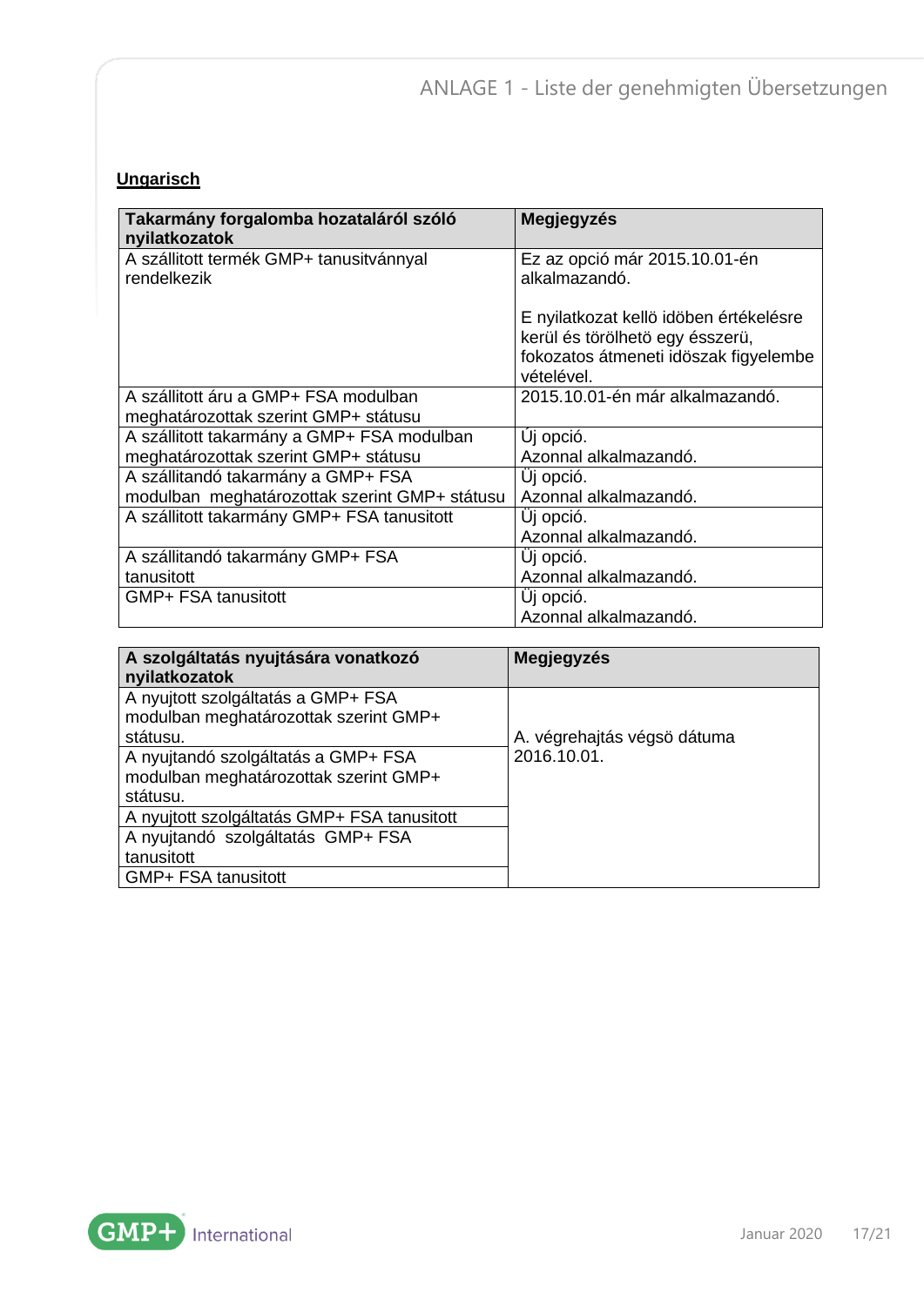**Ungarisch**

| Takarmány forgalomba hozataláról szóló nyilatkozatok | Megjegyzés |
|---|---|
| A szállított termék GMP+ tanusitvánnyal rendelkezik | Ez az opció már 2015.10.01-én alkalmazandó.<br><br>E nyilatkozat kellö idöben értékelésre kerül és törölhetö egy ésszerü, fokozatos átmeneti idöszak figyelembe vételével. |
| A szállított áru a GMP+ FSA modulban meghatározottak szerint GMP+ státusu | 2015.10.01-én már alkalmazandó. |
| A szállított takarmány a GMP+ FSA modulban meghatározottak szerint GMP+ státusu | Új opció.<br>Azonnal alkalmazandó. |
| A szállitandó takarmány a GMP+ FSA modulban meghatározottak szerint GMP+ státusu | Új opció.<br>Azonnal alkalmazandó. |
| A szállított takarmány GMP+ FSA tanusitott | Új opció.<br>Azonnal alkalmazandó. |
| A szállitandó takarmány GMP+ FSA tanusitott | Új opció.<br>Azonnal alkalmazandó. |
| GMP+ FSA tanusitott | Új opció.<br>Azonnal alkalmazandó. |

| A szolgáltatás nyujtására vonatkozó nyilatkozatok | Megjegyzés |
|---|---|
| A nyujtott szolgáltatás a GMP+ FSA modulban meghatározottak szerint GMP+ státusu. | A. végrehajtás végsö dátuma 2016.10.01. |
| A nyujtandó szolgáltatás a GMP+ FSA modulban meghatározottak szerint GMP+ státusu. | |
| A nyujtott szolgáltatás GMP+ FSA tanusitott | |
| A nyujtandó szolgáltatás GMP+ FSA tanusitott | |
| GMP+ FSA tanusitott | |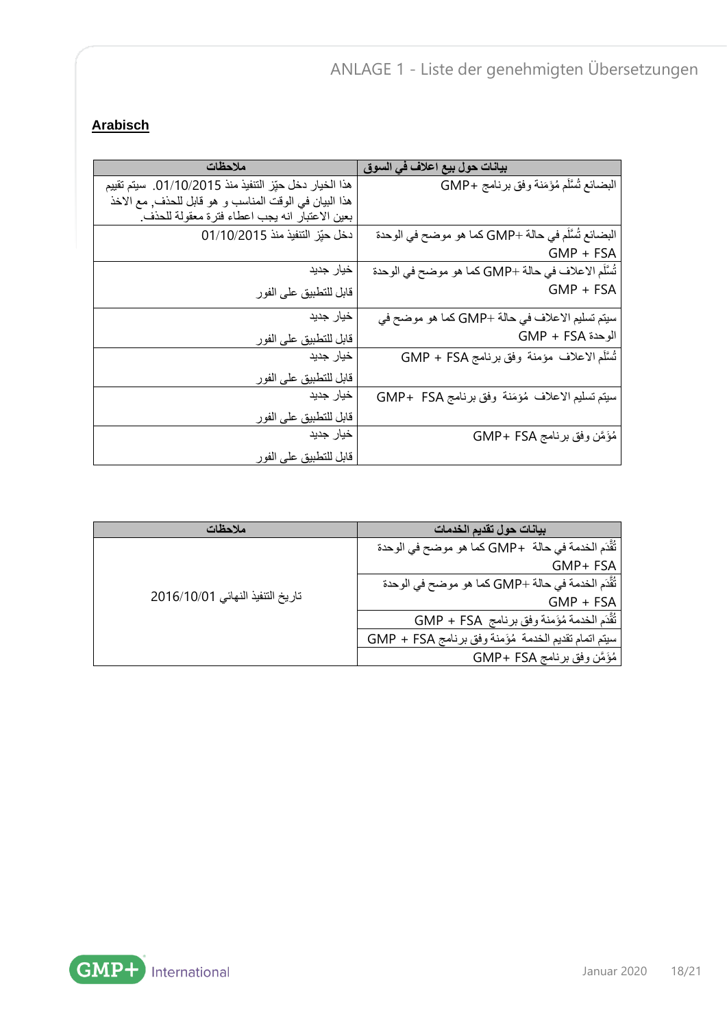## Arabisch

| بيانات حول بيع اعلاف في السوق | ملاحظات |
|---|---|
| البضائع تُسَلَّم مُؤمَنة وفق برنامج +GMP | هذا الخيار دخل حيّز التنفيذ منذ 01/10/2015. سيتم تقييم هذا البيان في الوقت المناسب و هو قابل للحذف, مع الاخذ بعين الاعتبار انه يجب اعطاء فترة معقولة للحذف. |
| البضائع تُسَلَّم في حالة +GMP كما هو موضح في الوحدة GMP + FSA | دخل حيّز التنفيذ منذ 01/10/2015 |
| تُسَلَّم الاعلاف في حالة +GMP كما هو موضح في الوحدة GMP + FSA | خيار جديد<br>قابل للتطبيق على الفور |
| سيتم تسليم الاعلاف في حالة +GMP كما هو موضح في الوحدة GMP + FSA | خيار جديد<br>قابل للتطبيق على الفور |
| تُسَلَّم الاعلاف مؤمنة وفق برنامج GMP + FSA | خيار جديد<br>قابل للتطبيق على الفور |
| سيتم تسليم الاعلاف مُؤمنة وفق برنامج GMP+ FSA | خيار جديد<br>قابل للتطبيق على الفور |
| مُؤَمَّن وفق برنامج GMP+ FSA | خيار جديد<br>قابل للتطبيق على الفور |

| بيانات حول تقديم الخدمات | ملاحظات |
|---|---|
| تُقَدَّم الخدمة في حالة +GMP كما هو موضح في الوحدة GMP+ FSA | تاريخ التنفيذ النهائي 2016/10/01 |
| تُقَدَّم الخدمة في حالة +GMP كما هو موضح في الوحدة GMP + FSA | |
| تُقَدَّم الخدمة مُؤمنة وفق برنامج GMP + FSA | |
| سيتم اتمام تقديم الخدمة مُؤَمنة وفق برنامج GMP + FSA | |
| مُؤَمَّن وفق برنامج GMP+ FSA | |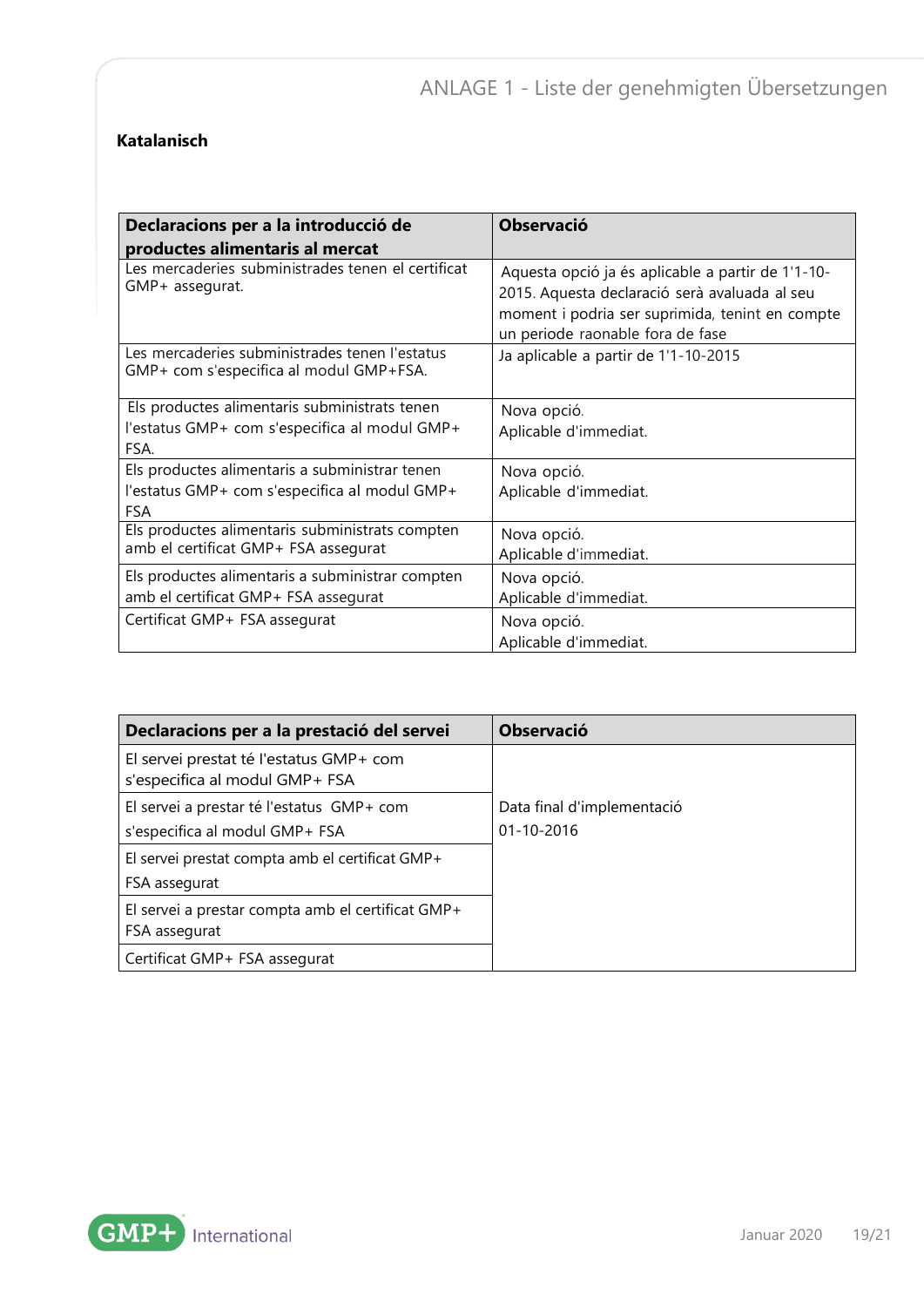**Katalanisch**

| Declaracions per a la introducció de productes alimentaris al mercat | Observació |
|---|---|
| Les mercaderies subministrades tenen el certificat GMP+ assegurat. | Aquesta opció ja és aplicable a partir de 1'1-10-2015. Aquesta declaració serà avaluada al seu moment i podria ser suprimida, tenint en compte un periode raonable fora de fase |
| Les mercaderies subministrades tenen l'estatus GMP+ com s'especifica al modul GMP+FSA. | Ja aplicable a partir de 1'1-10-2015 |
| Els productes alimentaris subministrats tenen l'estatus GMP+ com s'especifica al modul GMP+ FSA. | Nova opció. Aplicable d'immediat. |
| Els productes alimentaris a subministrar tenen l'estatus GMP+ com s'especifica al modul GMP+ FSA | Nova opció. Aplicable d'immediat. |
| Els productes alimentaris subministrats compten amb el certificat GMP+ FSA assegurat | Nova opció. Aplicable d'immediat. |
| Els productes alimentaris a subministrar compten amb el certificat GMP+ FSA assegurat | Nova opció. Aplicable d'immediat. |
| Certificat GMP+ FSA assegurat | Nova opció. Aplicable d'immediat. |

| Declaracions per a la prestació del servei | Observació |
|---|---|
| El servei prestat té l'estatus GMP+ com s'especifica al modul GMP+ FSA | Data final d'implementació 01-10-2016 |
| El servei a prestar té l'estatus GMP+ com s'especifica al modul GMP+ FSA | |
| El servei prestat compta amb el certificat GMP+ FSA assegurat | |
| El servei a prestar compta amb el certificat GMP+ FSA assegurat | |
| Certificat GMP+ FSA assegurat | |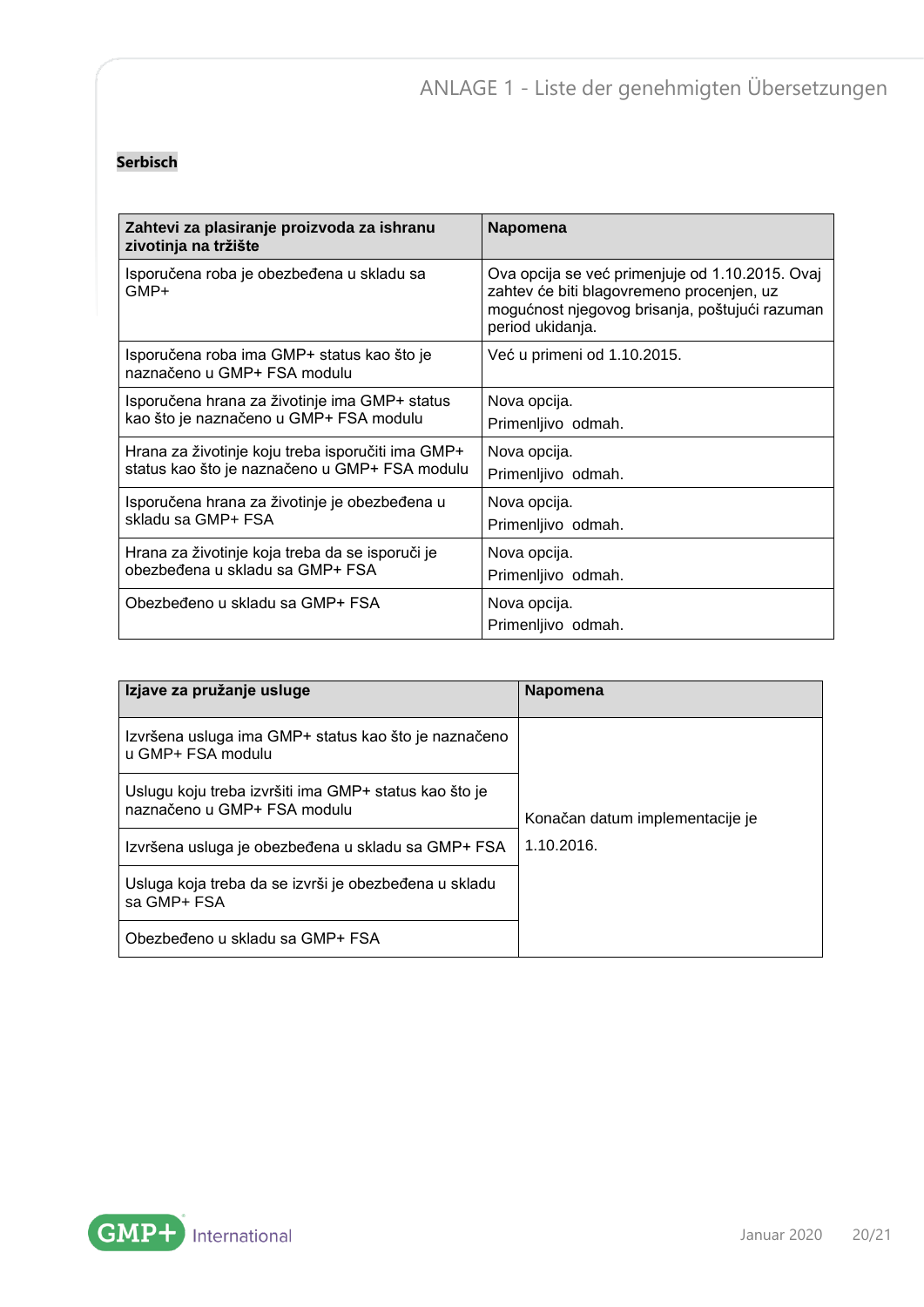**Serbisch**

| Zahtevi za plasiranje proizvoda za ishranu zivotinja na tržište | Napomena |
| --- | --- |
| Isporučena roba je obezbeđena u skladu sa GMP+ | Ova opcija se već primenjuje od 1.10.2015. Ovaj zahtev će biti blagovremeno procenjen, uz mogućnost njegovog brisanja, poštujući razuman period ukidanja. |
| Isporučena roba ima GMP+ status kao što je naznačeno u GMP+ FSA modulu | Već u primeni od 1.10.2015. |
| Isporučena hrana za životinje ima GMP+ status kao što je naznačeno u GMP+ FSA modulu | Nova opcija. Primenljivo odmah. |
| Hrana za životinje koju treba isporučiti ima GMP+ status kao što je naznačeno u GMP+ FSA modulu | Nova opcija. Primenljivo odmah. |
| Isporučena hrana za životinje je obezbeđena u skladu sa GMP+ FSA | Nova opcija. Primenljivo odmah. |
| Hrana za životinje koja treba da se isporuči je obezbeđena u skladu sa GMP+ FSA | Nova opcija. Primenljivo odmah. |
| Obezbeđeno u skladu sa GMP+ FSA | Nova opcija. Primenljivo odmah. |

| Izjave za pružanje usluge | Napomena |
| --- | --- |
| Izvršena usluga ima GMP+ status kao što je naznačeno u GMP+ FSA modulu | Konačan datum implementacije je 1.10.2016. |
| Uslugu koju treba izvršiti ima GMP+ status kao što je naznačeno u GMP+ FSA modulu | |
| Izvršena usluga je obezbeđena u skladu sa GMP+ FSA | |
| Usluga koja treba da se izvrši je obezbeđena u skladu sa GMP+ FSA | |
| Obezbeđeno u skladu sa GMP+ FSA | |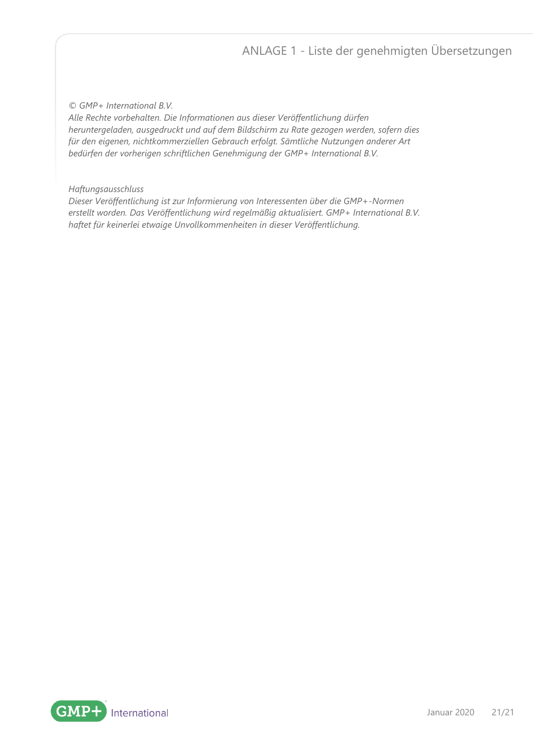*© GMP+ International B.V.*
*Alle Rechte vorbehalten. Die Informationen aus dieser Veröffentlichung dürfen heruntergeladen, ausgedruckt und auf dem Bildschirm zu Rate gezogen werden, sofern dies für den eigenen, nichtkommerziellen Gebrauch erfolgt. Sämtliche Nutzungen anderer Art bedürfen der vorherigen schriftlichen Genehmigung der GMP+ International B.V.*

*Haftungsausschluss*
*Dieser Veröffentlichung ist zur Informierung von Interessenten über die GMP+-Normen erstellt worden. Das Veröffentlichung wird regelmäßig aktualisiert. GMP+ International B.V. haftet für keinerlei etwaige Unvollkommenheiten in dieser Veröffentlichung.*